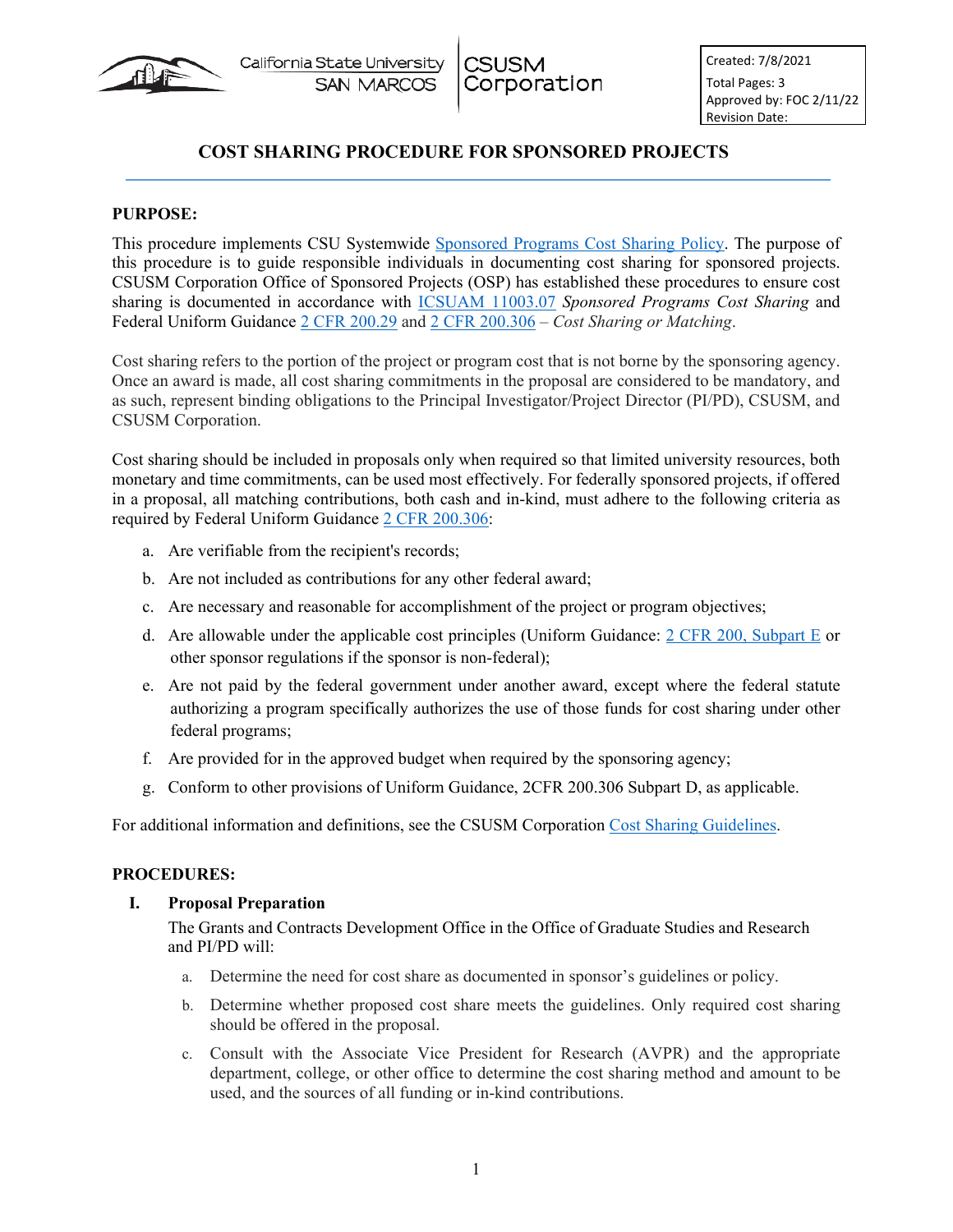California State University SAN MARCOS | CSUSM Corporation

Created: 7/8/2021
Total Pages: 3
Approved by: FOC 2/11/22
Revision Date:

# COST SHARING PROCEDURE FOR SPONSORED PROJECTS

**PURPOSE:**

This procedure implements CSU Systemwide Sponsored Programs Cost Sharing Policy. The purpose of this procedure is to guide responsible individuals in documenting cost sharing for sponsored projects. CSUSM Corporation Office of Sponsored Projects (OSP) has established these procedures to ensure cost sharing is documented in accordance with ICSUAM 11003.07 *Sponsored Programs Cost Sharing* and Federal Uniform Guidance 2 CFR 200.29 and 2 CFR 200.306 – *Cost Sharing or Matching*.

Cost sharing refers to the portion of the project or program cost that is not borne by the sponsoring agency. Once an award is made, all cost sharing commitments in the proposal are considered to be mandatory, and as such, represent binding obligations to the Principal Investigator/Project Director (PI/PD), CSUSM, and CSUSM Corporation.

Cost sharing should be included in proposals only when required so that limited university resources, both monetary and time commitments, can be used most effectively. For federally sponsored projects, if offered in a proposal, all matching contributions, both cash and in-kind, must adhere to the following criteria as required by Federal Uniform Guidance 2 CFR 200.306:

a. Are verifiable from the recipient's records;

b. Are not included as contributions for any other federal award;

c. Are necessary and reasonable for accomplishment of the project or program objectives;

d. Are allowable under the applicable cost principles (Uniform Guidance: 2 CFR 200, Subpart E or other sponsor regulations if the sponsor is non-federal);

e. Are not paid by the federal government under another award, except where the federal statute authorizing a program specifically authorizes the use of those funds for cost sharing under other federal programs;

f. Are provided for in the approved budget when required by the sponsoring agency;

g. Conform to other provisions of Uniform Guidance, 2CFR 200.306 Subpart D, as applicable.

For additional information and definitions, see the CSUSM Corporation Cost Sharing Guidelines.

**PROCEDURES:**

**I. Proposal Preparation**

The Grants and Contracts Development Office in the Office of Graduate Studies and Research and PI/PD will:

a. Determine the need for cost share as documented in sponsor's guidelines or policy.

b. Determine whether proposed cost share meets the guidelines. Only required cost sharing should be offered in the proposal.

c. Consult with the Associate Vice President for Research (AVPR) and the appropriate department, college, or other office to determine the cost sharing method and amount to be used, and the sources of all funding or in-kind contributions.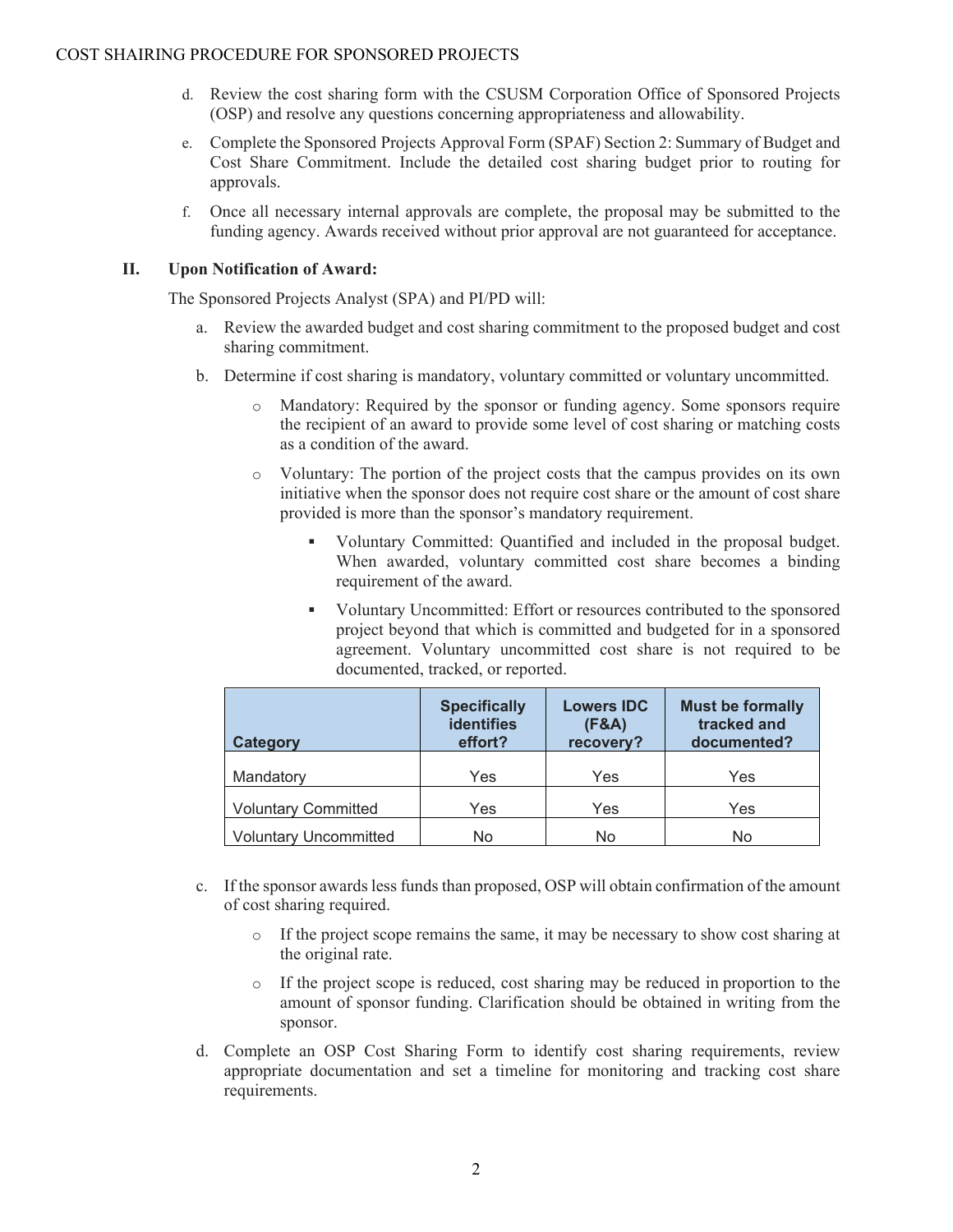d. Review the cost sharing form with the CSUSM Corporation Office of Sponsored Projects (OSP) and resolve any questions concerning appropriateness and allowability.

e. Complete the Sponsored Projects Approval Form (SPAF) Section 2: Summary of Budget and Cost Share Commitment. Include the detailed cost sharing budget prior to routing for approvals.

f. Once all necessary internal approvals are complete, the proposal may be submitted to the funding agency. Awards received without prior approval are not guaranteed for acceptance.

## II. Upon Notification of Award:

The Sponsored Projects Analyst (SPA) and PI/PD will:

a. Review the awarded budget and cost sharing commitment to the proposed budget and cost sharing commitment.

b. Determine if cost sharing is mandatory, voluntary committed or voluntary uncommitted.

   - Mandatory: Required by the sponsor or funding agency. Some sponsors require the recipient of an award to provide some level of cost sharing or matching costs as a condition of the award.
   - Voluntary: The portion of the project costs that the campus provides on its own initiative when the sponsor does not require cost share or the amount of cost share provided is more than the sponsor's mandatory requirement.
     - Voluntary Committed: Quantified and included in the proposal budget. When awarded, voluntary committed cost share becomes a binding requirement of the award.
     - Voluntary Uncommitted: Effort or resources contributed to the sponsored project beyond that which is committed and budgeted for in a sponsored agreement. Voluntary uncommitted cost share is not required to be documented, tracked, or reported.

| Category | Specifically identifies effort? | Lowers IDC (F&A) recovery? | Must be formally tracked and documented? |
|---|---|---|---|
| Mandatory | Yes | Yes | Yes |
| Voluntary Committed | Yes | Yes | Yes |
| Voluntary Uncommitted | No | No | No |

c. If the sponsor awards less funds than proposed, OSP will obtain confirmation of the amount of cost sharing required.

   - If the project scope remains the same, it may be necessary to show cost sharing at the original rate.
   - If the project scope is reduced, cost sharing may be reduced in proportion to the amount of sponsor funding. Clarification should be obtained in writing from the sponsor.

d. Complete an OSP Cost Sharing Form to identify cost sharing requirements, review appropriate documentation and set a timeline for monitoring and tracking cost share requirements.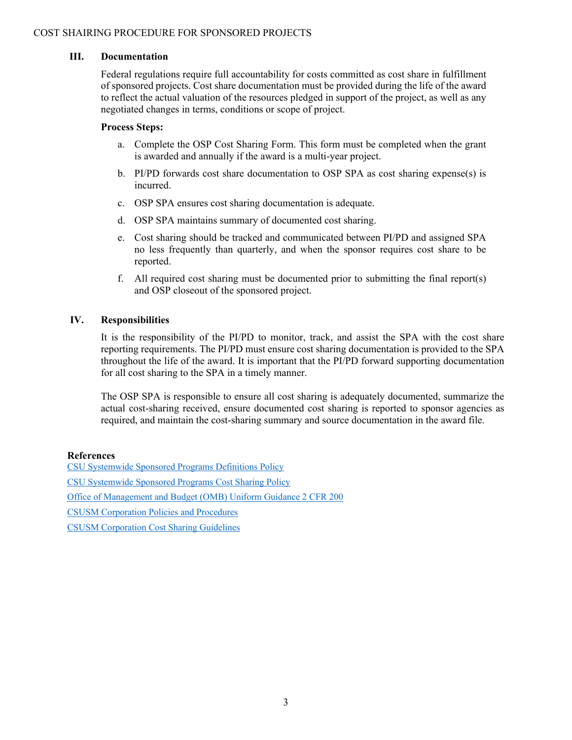## III. Documentation

Federal regulations require full accountability for costs committed as cost share in fulfillment of sponsored projects. Cost share documentation must be provided during the life of the award to reflect the actual valuation of the resources pledged in support of the project, as well as any negotiated changes in terms, conditions or scope of project.

**Process Steps:**

a. Complete the OSP Cost Sharing Form. This form must be completed when the grant is awarded and annually if the award is a multi-year project.

b. PI/PD forwards cost share documentation to OSP SPA as cost sharing expense(s) is incurred.

c. OSP SPA ensures cost sharing documentation is adequate.

d. OSP SPA maintains summary of documented cost sharing.

e. Cost sharing should be tracked and communicated between PI/PD and assigned SPA no less frequently than quarterly, and when the sponsor requires cost share to be reported.

f. All required cost sharing must be documented prior to submitting the final report(s) and OSP closeout of the sponsored project.

## IV. Responsibilities

It is the responsibility of the PI/PD to monitor, track, and assist the SPA with the cost share reporting requirements. The PI/PD must ensure cost sharing documentation is provided to the SPA throughout the life of the award. It is important that the PI/PD forward supporting documentation for all cost sharing to the SPA in a timely manner.

The OSP SPA is responsible to ensure all cost sharing is adequately documented, summarize the actual cost-sharing received, ensure documented cost sharing is reported to sponsor agencies as required, and maintain the cost-sharing summary and source documentation in the award file.

## References

CSU Systemwide Sponsored Programs Definitions Policy

CSU Systemwide Sponsored Programs Cost Sharing Policy

Office of Management and Budget (OMB) Uniform Guidance 2 CFR 200

CSUSM Corporation Policies and Procedures

CSUSM Corporation Cost Sharing Guidelines